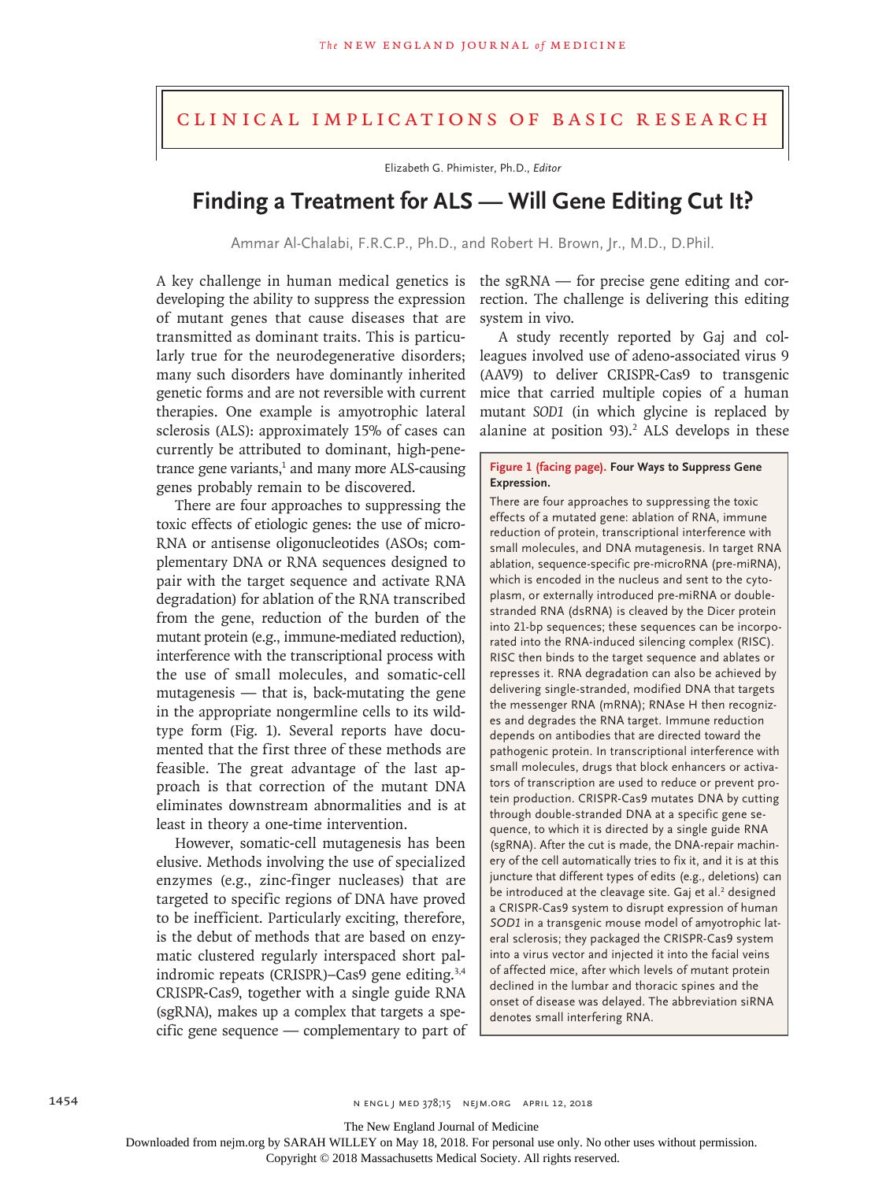# Clinical Implications of Basic Research

Elizabeth G. Phimister, Ph.D., *Editor*

## Finding a Treatment for ALS — Will Gene Editing Cut It?

Ammar Al-Chalabi, F.R.C.P., Ph.D., and Robert H. Brown, Jr., M.D., D.Phil.

A key challenge in human medical genetics is developing the ability to suppress the expression of mutant genes that cause diseases that are transmitted as dominant traits. This is particularly true for the neurodegenerative disorders; many such disorders have dominantly inherited genetic forms and are not reversible with current therapies. One example is amyotrophic lateral sclerosis (ALS): approximately 15% of cases can currently be attributed to dominant, high-penetrance gene variants,[1] and many more ALS-causing genes probably remain to be discovered.

There are four approaches to suppressing the toxic effects of etiologic genes: the use of microRNA or antisense oligonucleotides (ASOs; complementary DNA or RNA sequences designed to pair with the target sequence and activate RNA degradation) for ablation of the RNA transcribed from the gene, reduction of the burden of the mutant protein (e.g., immune-mediated reduction), interference with the transcriptional process with the use of small molecules, and somatic-cell mutagenesis — that is, back-mutating the gene in the appropriate nongermline cells to its wild-type form (Fig. 1). Several reports have documented that the first three of these methods are feasible. The great advantage of the last approach is that correction of the mutant DNA eliminates downstream abnormalities and is at least in theory a one-time intervention.

However, somatic-cell mutagenesis has been elusive. Methods involving the use of specialized enzymes (e.g., zinc-finger nucleases) that are targeted to specific regions of DNA have proved to be inefficient. Particularly exciting, therefore, is the debut of methods that are based on enzymatic clustered regularly interspaced short palindromic repeats (CRISPR)–Cas9 gene editing.[3,4] CRISPR-Cas9, together with a single guide RNA (sgRNA), makes up a complex that targets a specific gene sequence — complementary to part of the sgRNA — for precise gene editing and correction. The challenge is delivering this editing system in vivo.

A study recently reported by Gaj and colleagues involved use of adeno-associated virus 9 (AAV9) to deliver CRISPR-Cas9 to transgenic mice that carried multiple copies of a human mutant *SOD1* (in which glycine is replaced by alanine at position 93).[2] ALS develops in these

**Figure 1 (facing page). Four Ways to Suppress Gene Expression.**

There are four approaches to suppressing the toxic effects of a mutated gene: ablation of RNA, immune reduction of protein, transcriptional interference with small molecules, and DNA mutagenesis. In target RNA ablation, sequence-specific pre-microRNA (pre-miRNA), which is encoded in the nucleus and sent to the cytoplasm, or externally introduced pre-miRNA or double-stranded RNA (dsRNA) is cleaved by the Dicer protein into 21-bp sequences; these sequences can be incorporated into the RNA-induced silencing complex (RISC). RISC then binds to the target sequence and ablates or represses it. RNA degradation can also be achieved by delivering single-stranded, modified DNA that targets the messenger RNA (mRNA); RNAse H then recognizes and degrades the RNA target. Immune reduction depends on antibodies that are directed toward the pathogenic protein. In transcriptional interference with small molecules, drugs that block enhancers or activators of transcription are used to reduce or prevent protein production. CRISPR-Cas9 mutates DNA by cutting through double-stranded DNA at a specific gene sequence, to which it is directed by a single guide RNA (sgRNA). After the cut is made, the DNA-repair machinery of the cell automatically tries to fix it, and it is at this juncture that different types of edits (e.g., deletions) can be introduced at the cleavage site. Gaj et al.[2] designed a CRISPR-Cas9 system to disrupt expression of human *SOD1* in a transgenic mouse model of amyotrophic lateral sclerosis; they packaged the CRISPR-Cas9 system into a virus vector and injected it into the facial veins of affected mice, after which levels of mutant protein declined in the lumbar and thoracic spines and the onset of disease was delayed. The abbreviation siRNA denotes small interfering RNA.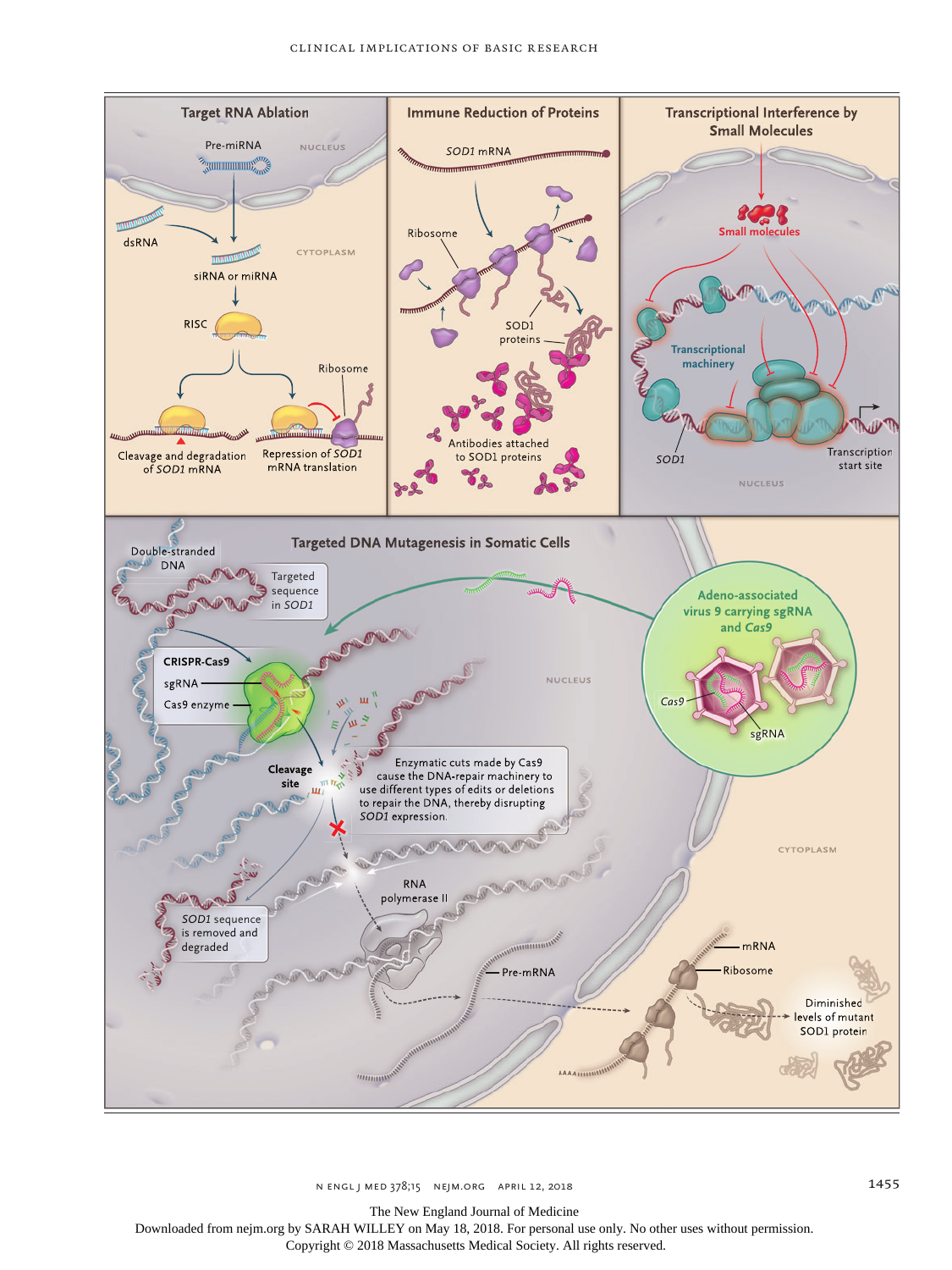## Target RNA Ablation

Pre-miRNA

NUCLEUS

dsRNA

CYTOPLASM

siRNA or miRNA

RISC

Ribosome

Cleavage and degradation of *SOD1* mRNA

Repression of *SOD1* mRNA translation

## Immune Reduction of Proteins

*SOD1* mRNA

Ribosome

SOD1 proteins

Antibodies attached to SOD1 proteins

## Transcriptional Interference by Small Molecules

Small molecules

Transcriptional machinery

*SOD1*

Transcription start site

NUCLEUS

## Targeted DNA Mutagenesis in Somatic Cells

Double-stranded DNA

Targeted sequence in *SOD1*

CRISPR-Cas9

sgRNA

Cas9 enzyme

NUCLEUS

Adeno-associated virus 9 carrying sgRNA and *Cas9*

*Cas9*

sgRNA

Cleavage site

Enzymatic cuts made by Cas9 cause the DNA-repair machinery to use different types of edits or deletions to repair the DNA, thereby disrupting *SOD1* expression.

CYTOPLASM

RNA polymerase II

*SOD1* sequence is removed and degraded

Pre-mRNA

mRNA

Ribosome

Diminished levels of mutant SOD1 protein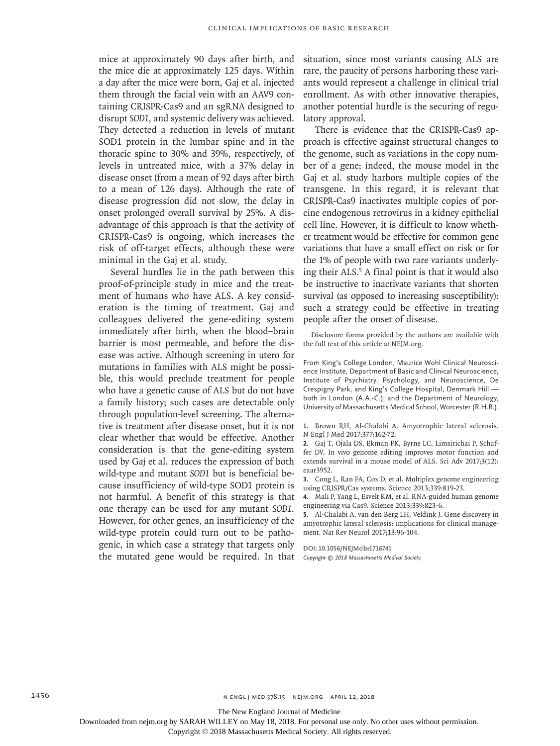mice at approximately 90 days after birth, and the mice die at approximately 125 days. Within a day after the mice were born, Gaj et al. injected them through the facial vein with an AAV9 containing CRISPR-Cas9 and an sgRNA designed to disrupt *SOD1*, and systemic delivery was achieved. They detected a reduction in levels of mutant SOD1 protein in the lumbar spine and in the thoracic spine to 30% and 39%, respectively, of levels in untreated mice, with a 37% delay in disease onset (from a mean of 92 days after birth to a mean of 126 days). Although the rate of disease progression did not slow, the delay in onset prolonged overall survival by 25%. A disadvantage of this approach is that the activity of CRISPR-Cas9 is ongoing, which increases the risk of off-target effects, although these were minimal in the Gaj et al. study.

Several hurdles lie in the path between this proof-of-principle study in mice and the treatment of humans who have ALS. A key consideration is the timing of treatment. Gaj and colleagues delivered the gene-editing system immediately after birth, when the blood–brain barrier is most permeable, and before the disease was active. Although screening in utero for mutations in families with ALS might be possible, this would preclude treatment for people who have a genetic cause of ALS but do not have a family history; such cases are detectable only through population-level screening. The alternative is treatment after disease onset, but it is not clear whether that would be effective. Another consideration is that the gene-editing system used by Gaj et al. reduces the expression of both wild-type and mutant *SOD1* but is beneficial because insufficiency of wild-type SOD1 protein is not harmful. A benefit of this strategy is that one therapy can be used for any mutant *SOD1*. However, for other genes, an insufficiency of the wild-type protein could turn out to be pathogenic, in which case a strategy that targets only the mutated gene would be required. In that situation, since most variants causing ALS are rare, the paucity of persons harboring these variants would represent a challenge in clinical trial enrollment. As with other innovative therapies, another potential hurdle is the securing of regulatory approval.

There is evidence that the CRISPR-Cas9 approach is effective against structural changes to the genome, such as variations in the copy number of a gene; indeed, the mouse model in the Gaj et al. study harbors multiple copies of the transgene. In this regard, it is relevant that CRISPR-Cas9 inactivates multiple copies of porcine endogenous retrovirus in a kidney epithelial cell line. However, it is difficult to know whether treatment would be effective for common gene variations that have a small effect on risk or for the 1% of people with two rare variants underlying their ALS.[5] A final point is that it would also be instructive to inactivate variants that shorten survival (as opposed to increasing susceptibility): such a strategy could be effective in treating people after the onset of disease.

Disclosure forms provided by the authors are available with the full text of this article at NEJM.org.

From King's College London, Maurice Wohl Clinical Neuroscience Institute, Department of Basic and Clinical Neuroscience, Institute of Psychiatry, Psychology, and Neuroscience, De Crespigny Park, and King's College Hospital, Denmark Hill — both in London (A.A.-C.); and the Department of Neurology, University of Massachusetts Medical School, Worcester (R.H.B.).

1. Brown RH, Al-Chalabi A. Amyotrophic lateral sclerosis. N Engl J Med 2017;377:162-72.
2. Gaj T, Ojala DS, Ekman FK, Byrne LC, Limsirichai P, Schaffer DV. In vivo genome editing improves motor function and extends survival in a mouse model of ALS. Sci Adv 2017;3(12):eaar3952.
3. Cong L, Ran FA, Cox D, et al. Multiplex genome engineering using CRISPR/Cas systems. Science 2013;339:819-23.
4. Mali P, Yang L, Esvelt KM, et al. RNA-guided human genome engineering via Cas9. Science 2013;339:823-6.
5. Al-Chalabi A, van den Berg LH, Veldink J. Gene discovery in amyotrophic lateral sclerosis: implications for clinical management. Nat Rev Neurol 2017;13:96-104.

DOI: 10.1056/NEJMcibr1716741

*Copyright © 2018 Massachusetts Medical Society.*